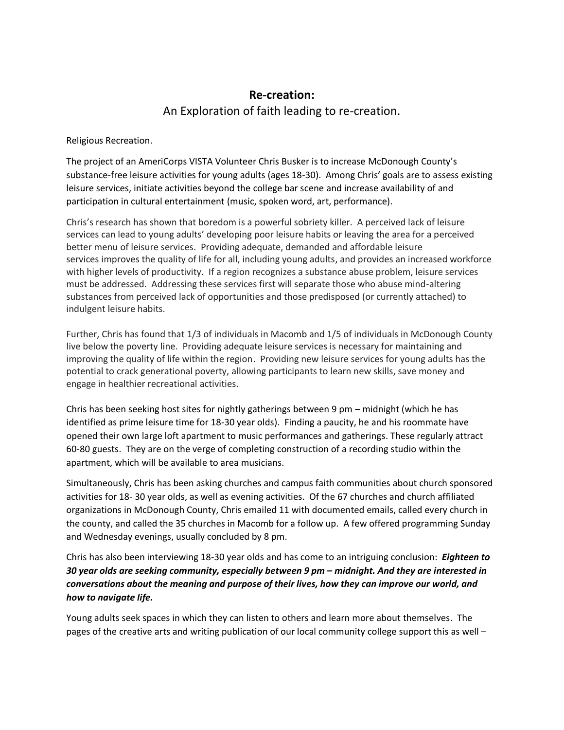# **Re-creation:**

An Exploration of faith leading to re-creation.

Religious Recreation.

The project of an AmeriCorps VISTA Volunteer Chris Busker is to increase McDonough County's substance-free leisure activities for young adults (ages 18-30). Among Chris' goals are to assess existing leisure services, initiate activities beyond the college bar scene and increase availability of and participation in cultural entertainment (music, spoken word, art, performance).

Chris's research has shown that boredom is a powerful sobriety killer. A perceived lack of leisure services can lead to young adults' developing poor leisure habits or leaving the area for a perceived better menu of leisure services. Providing adequate, demanded and affordable leisure services improves the quality of life for all, including young adults, and provides an increased workforce with higher levels of productivity. If a region recognizes a substance abuse problem, leisure services must be addressed. Addressing these services first will separate those who abuse mind-altering substances from perceived lack of opportunities and those predisposed (or currently attached) to indulgent leisure habits.

Further, Chris has found that 1/3 of individuals in Macomb and 1/5 of individuals in McDonough County live below the poverty line. Providing adequate leisure services is necessary for maintaining and improving the quality of life within the region. Providing new leisure services for young adults has the potential to crack generational poverty, allowing participants to learn new skills, save money and engage in healthier recreational activities.

Chris has been seeking host sites for nightly gatherings between 9 pm – midnight (which he has identified as prime leisure time for 18-30 year olds). Finding a paucity, he and his roommate have opened their own large loft apartment to music performances and gatherings. These regularly attract 60-80 guests. They are on the verge of completing construction of a recording studio within the apartment, which will be available to area musicians.

Simultaneously, Chris has been asking churches and campus faith communities about church sponsored activities for 18- 30 year olds, as well as evening activities. Of the 67 churches and church affiliated organizations in McDonough County, Chris emailed 11 with documented emails, called every church in the county, and called the 35 churches in Macomb for a follow up. A few offered programming Sunday and Wednesday evenings, usually concluded by 8 pm.

Chris has also been interviewing 18-30 year olds and has come to an intriguing conclusion: ***Eighteen to 30 year olds are seeking community, especially between 9 pm – midnight. And they are interested in conversations about the meaning and purpose of their lives, how they can improve our world, and how to navigate life.***

Young adults seek spaces in which they can listen to others and learn more about themselves. The pages of the creative arts and writing publication of our local community college support this as well –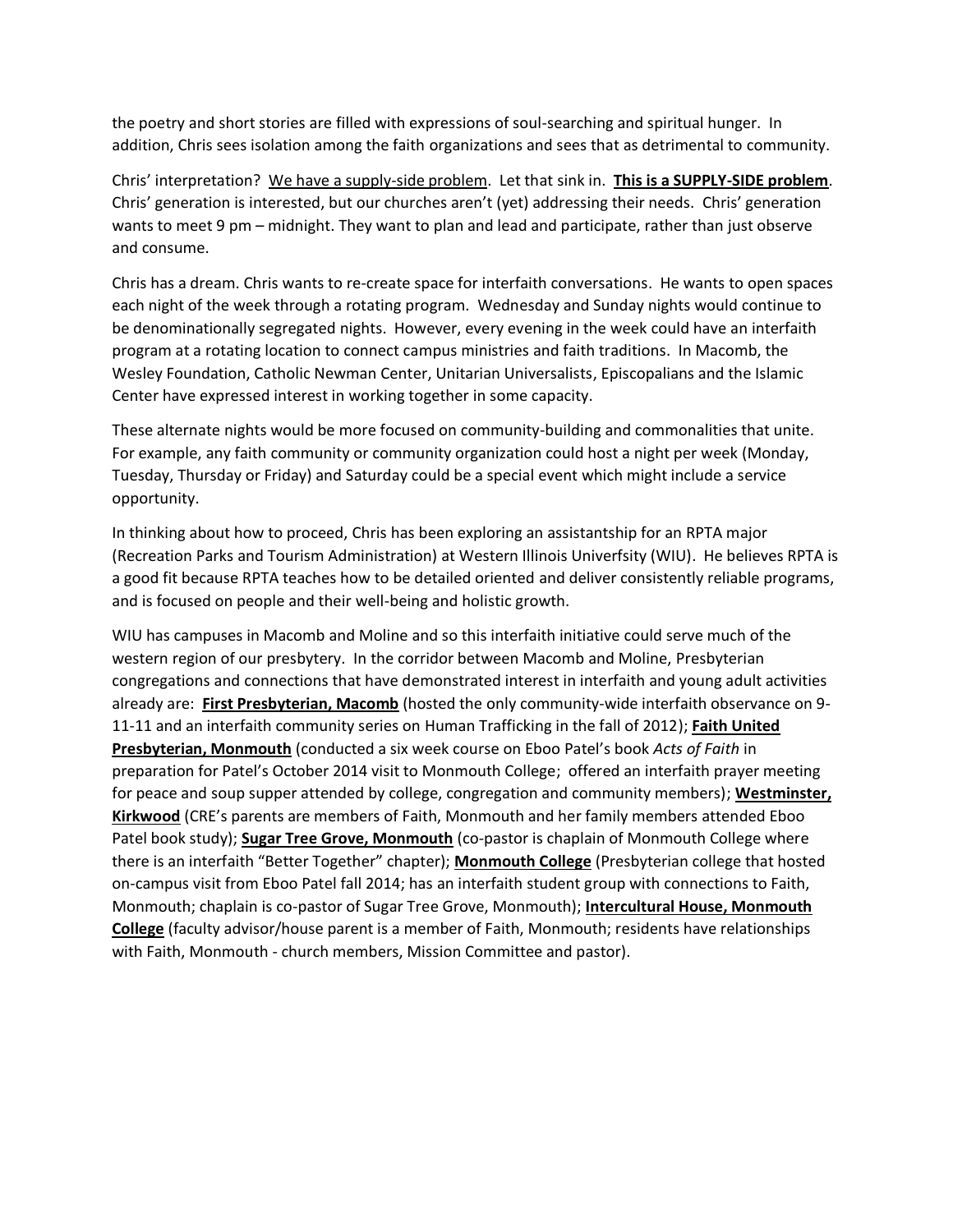the poetry and short stories are filled with expressions of soul-searching and spiritual hunger. In addition, Chris sees isolation among the faith organizations and sees that as detrimental to community.

Chris' interpretation? <u>We have a supply-side problem</u>. Let that sink in. **<u>This is a SUPPLY-SIDE problem</u>**. Chris' generation is interested, but our churches aren't (yet) addressing their needs. Chris' generation wants to meet 9 pm – midnight. They want to plan and lead and participate, rather than just observe and consume.

Chris has a dream. Chris wants to re-create space for interfaith conversations. He wants to open spaces each night of the week through a rotating program. Wednesday and Sunday nights would continue to be denominationally segregated nights. However, every evening in the week could have an interfaith program at a rotating location to connect campus ministries and faith traditions. In Macomb, the Wesley Foundation, Catholic Newman Center, Unitarian Universalists, Episcopalians and the Islamic Center have expressed interest in working together in some capacity.

These alternate nights would be more focused on community-building and commonalities that unite. For example, any faith community or community organization could host a night per week (Monday, Tuesday, Thursday or Friday) and Saturday could be a special event which might include a service opportunity.

In thinking about how to proceed, Chris has been exploring an assistantship for an RPTA major (Recreation Parks and Tourism Administration) at Western Illinois Univerfsity (WIU). He believes RPTA is a good fit because RPTA teaches how to be detailed oriented and deliver consistently reliable programs, and is focused on people and their well-being and holistic growth.

WIU has campuses in Macomb and Moline and so this interfaith initiative could serve much of the western region of our presbytery. In the corridor between Macomb and Moline, Presbyterian congregations and connections that have demonstrated interest in interfaith and young adult activities already are: **<u>First Presbyterian, Macomb</u>** (hosted the only community-wide interfaith observance on 9-11-11 and an interfaith community series on Human Trafficking in the fall of 2012); **<u>Faith United Presbyterian, Monmouth</u>** (conducted a six week course on Eboo Patel's book *Acts of Faith* in preparation for Patel's October 2014 visit to Monmouth College; offered an interfaith prayer meeting for peace and soup supper attended by college, congregation and community members); **<u>Westminster, Kirkwood</u>** (CRE's parents are members of Faith, Monmouth and her family members attended Eboo Patel book study); **<u>Sugar Tree Grove, Monmouth</u>** (co-pastor is chaplain of Monmouth College where there is an interfaith "Better Together" chapter); **<u>Monmouth College</u>** (Presbyterian college that hosted on-campus visit from Eboo Patel fall 2014; has an interfaith student group with connections to Faith, Monmouth; chaplain is co-pastor of Sugar Tree Grove, Monmouth); **<u>Intercultural House, Monmouth College</u>** (faculty advisor/house parent is a member of Faith, Monmouth; residents have relationships with Faith, Monmouth - church members, Mission Committee and pastor).